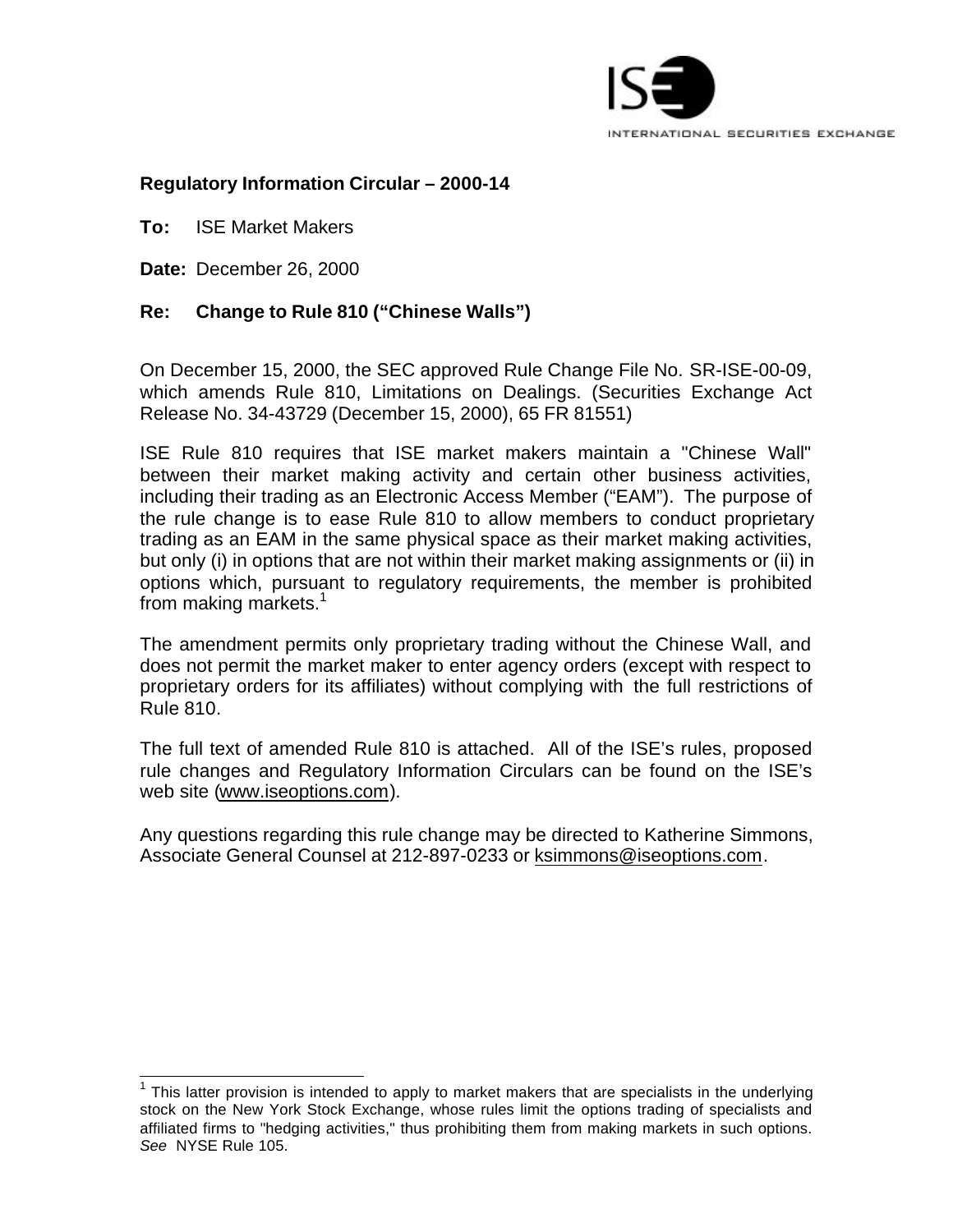ISE

INTERNATIONAL SECURITIES EXCHANGE

**Regulatory Information Circular – 2000-14**

**To:** ISE Market Makers

**Date:** December 26, 2000

**Re: Change to Rule 810 ("Chinese Walls")**

On December 15, 2000, the SEC approved Rule Change File No. SR-ISE-00-09, which amends Rule 810, Limitations on Dealings. (Securities Exchange Act Release No. 34-43729 (December 15, 2000), 65 FR 81551)

ISE Rule 810 requires that ISE market makers maintain a "Chinese Wall" between their market making activity and certain other business activities, including their trading as an Electronic Access Member ("EAM"). The purpose of the rule change is to ease Rule 810 to allow members to conduct proprietary trading as an EAM in the same physical space as their market making activities, but only (i) in options that are not within their market making assignments or (ii) in options which, pursuant to regulatory requirements, the member is prohibited from making markets.[1]

The amendment permits only proprietary trading without the Chinese Wall, and does not permit the market maker to enter agency orders (except with respect to proprietary orders for its affiliates) without complying with the full restrictions of Rule 810.

The full text of amended Rule 810 is attached. All of the ISE's rules, proposed rule changes and Regulatory Information Circulars can be found on the ISE's web site (www.iseoptions.com).

Any questions regarding this rule change may be directed to Katherine Simmons, Associate General Counsel at 212-897-0233 or ksimmons@iseoptions.com.

---

[1] This latter provision is intended to apply to market makers that are specialists in the underlying stock on the New York Stock Exchange, whose rules limit the options trading of specialists and affiliated firms to "hedging activities," thus prohibiting them from making markets in such options. *See* NYSE Rule 105.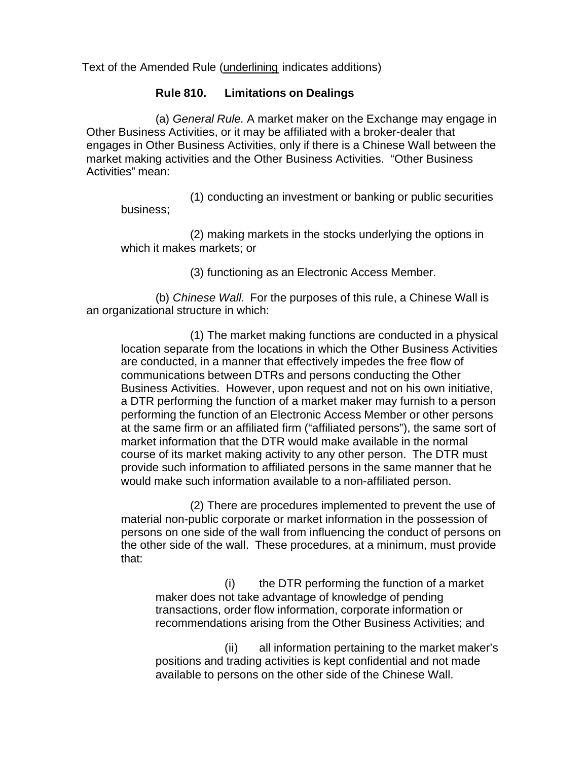Text of the Amended Rule (<u>underlining</u> indicates additions)

**Rule 810. Limitations on Dealings**

(a) *General Rule.* A market maker on the Exchange may engage in Other Business Activities, or it may be affiliated with a broker-dealer that engages in Other Business Activities, only if there is a Chinese Wall between the market making activities and the Other Business Activities. "Other Business Activities" mean:

(1) conducting an investment or banking or public securities business;

(2) making markets in the stocks underlying the options in which it makes markets; or

(3) functioning as an Electronic Access Member.

(b) *Chinese Wall.* For the purposes of this rule, a Chinese Wall is an organizational structure in which:

(1) The market making functions are conducted in a physical location separate from the locations in which the Other Business Activities are conducted, in a manner that effectively impedes the free flow of communications between DTRs and persons conducting the Other Business Activities. However, upon request and not on his own initiative, a DTR performing the function of a market maker may furnish to a person performing the function of an Electronic Access Member or other persons at the same firm or an affiliated firm ("affiliated persons"), the same sort of market information that the DTR would make available in the normal course of its market making activity to any other person. The DTR must provide such information to affiliated persons in the same manner that he would make such information available to a non-affiliated person.

(2) There are procedures implemented to prevent the use of material non-public corporate or market information in the possession of persons on one side of the wall from influencing the conduct of persons on the other side of the wall. These procedures, at a minimum, must provide that:

(i) the DTR performing the function of a market maker does not take advantage of knowledge of pending transactions, order flow information, corporate information or recommendations arising from the Other Business Activities; and

(ii) all information pertaining to the market maker's positions and trading activities is kept confidential and not made available to persons on the other side of the Chinese Wall.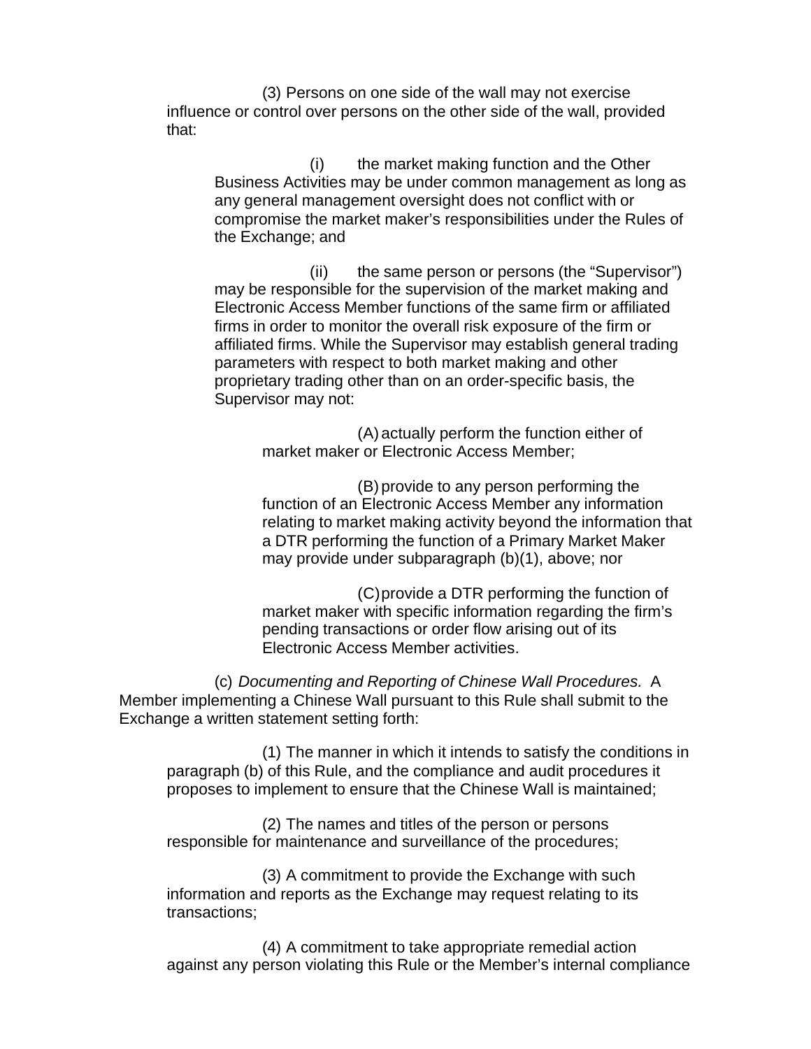(3) Persons on one side of the wall may not exercise influence or control over persons on the other side of the wall, provided that:

(i) the market making function and the Other Business Activities may be under common management as long as any general management oversight does not conflict with or compromise the market maker's responsibilities under the Rules of the Exchange; and

(ii) the same person or persons (the "Supervisor") may be responsible for the supervision of the market making and Electronic Access Member functions of the same firm or affiliated firms in order to monitor the overall risk exposure of the firm or affiliated firms. While the Supervisor may establish general trading parameters with respect to both market making and other proprietary trading other than on an order-specific basis, the Supervisor may not:

(A) actually perform the function either of market maker or Electronic Access Member;

(B) provide to any person performing the function of an Electronic Access Member any information relating to market making activity beyond the information that a DTR performing the function of a Primary Market Maker may provide under subparagraph (b)(1), above; nor

(C) provide a DTR performing the function of market maker with specific information regarding the firm's pending transactions or order flow arising out of its Electronic Access Member activities.

(c) *Documenting and Reporting of Chinese Wall Procedures.* A Member implementing a Chinese Wall pursuant to this Rule shall submit to the Exchange a written statement setting forth:

(1) The manner in which it intends to satisfy the conditions in paragraph (b) of this Rule, and the compliance and audit procedures it proposes to implement to ensure that the Chinese Wall is maintained;

(2) The names and titles of the person or persons responsible for maintenance and surveillance of the procedures;

(3) A commitment to provide the Exchange with such information and reports as the Exchange may request relating to its transactions;

(4) A commitment to take appropriate remedial action against any person violating this Rule or the Member's internal compliance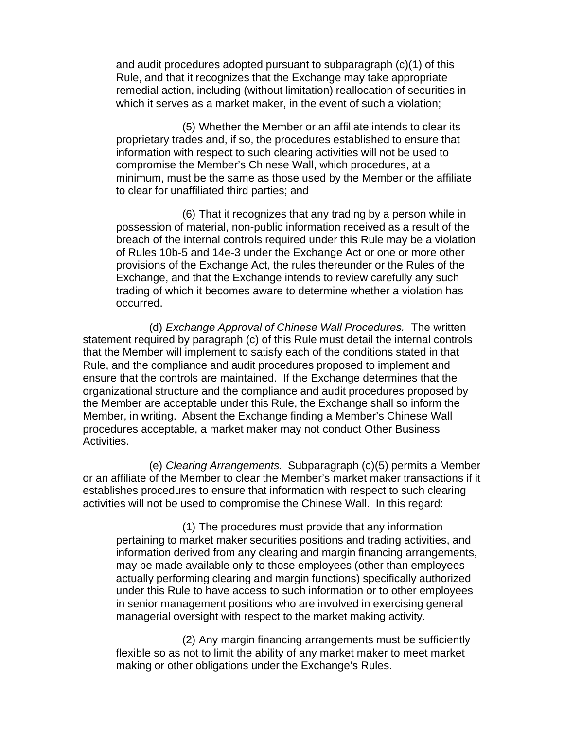and audit procedures adopted pursuant to subparagraph (c)(1) of this Rule, and that it recognizes that the Exchange may take appropriate remedial action, including (without limitation) reallocation of securities in which it serves as a market maker, in the event of such a violation;

(5) Whether the Member or an affiliate intends to clear its proprietary trades and, if so, the procedures established to ensure that information with respect to such clearing activities will not be used to compromise the Member's Chinese Wall, which procedures, at a minimum, must be the same as those used by the Member or the affiliate to clear for unaffiliated third parties; and

(6) That it recognizes that any trading by a person while in possession of material, non-public information received as a result of the breach of the internal controls required under this Rule may be a violation of Rules 10b-5 and 14e-3 under the Exchange Act or one or more other provisions of the Exchange Act, the rules thereunder or the Rules of the Exchange, and that the Exchange intends to review carefully any such trading of which it becomes aware to determine whether a violation has occurred.

(d) *Exchange Approval of Chinese Wall Procedures.* The written statement required by paragraph (c) of this Rule must detail the internal controls that the Member will implement to satisfy each of the conditions stated in that Rule, and the compliance and audit procedures proposed to implement and ensure that the controls are maintained. If the Exchange determines that the organizational structure and the compliance and audit procedures proposed by the Member are acceptable under this Rule, the Exchange shall so inform the Member, in writing. Absent the Exchange finding a Member's Chinese Wall procedures acceptable, a market maker may not conduct Other Business Activities.

(e) *Clearing Arrangements.* Subparagraph (c)(5) permits a Member or an affiliate of the Member to clear the Member's market maker transactions if it establishes procedures to ensure that information with respect to such clearing activities will not be used to compromise the Chinese Wall. In this regard:

(1) The procedures must provide that any information pertaining to market maker securities positions and trading activities, and information derived from any clearing and margin financing arrangements, may be made available only to those employees (other than employees actually performing clearing and margin functions) specifically authorized under this Rule to have access to such information or to other employees in senior management positions who are involved in exercising general managerial oversight with respect to the market making activity.

(2) Any margin financing arrangements must be sufficiently flexible so as not to limit the ability of any market maker to meet market making or other obligations under the Exchange's Rules.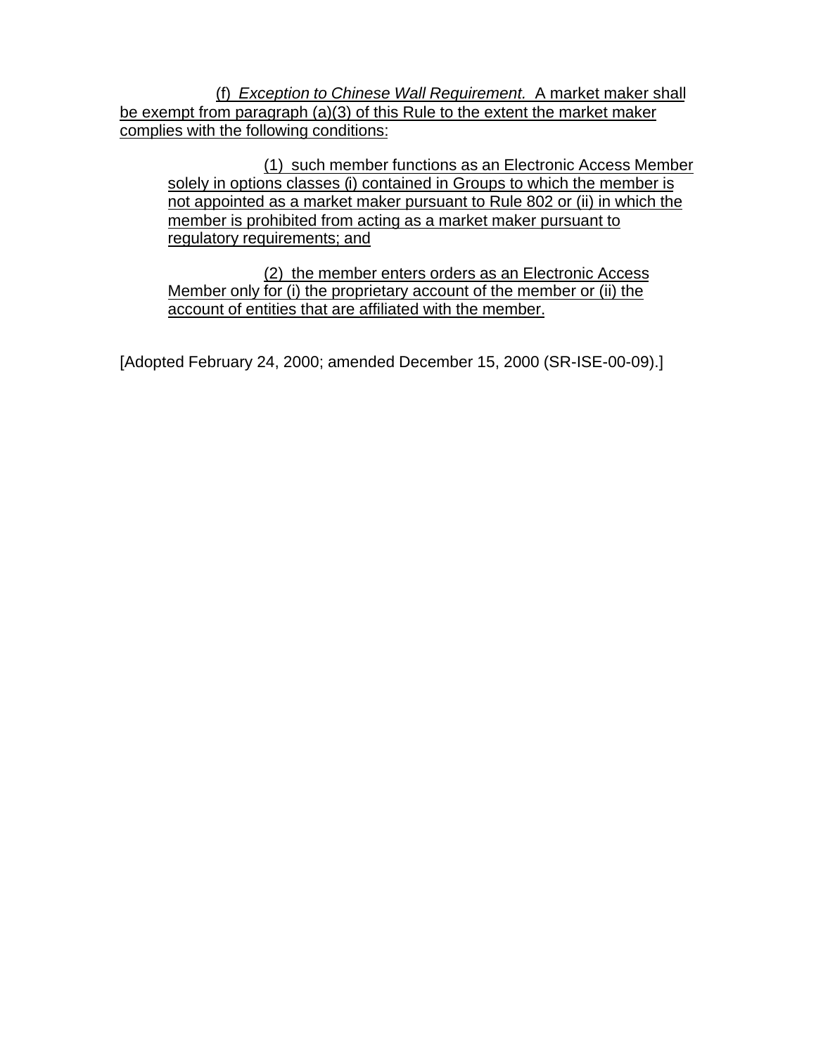(f) *Exception to Chinese Wall Requirement.* A market maker shall be exempt from paragraph (a)(3) of this Rule to the extent the market maker complies with the following conditions:

(1) such member functions as an Electronic Access Member solely in options classes (i) contained in Groups to which the member is not appointed as a market maker pursuant to Rule 802 or (ii) in which the member is prohibited from acting as a market maker pursuant to regulatory requirements; and

(2) the member enters orders as an Electronic Access Member only for (i) the proprietary account of the member or (ii) the account of entities that are affiliated with the member.

[Adopted February 24, 2000; amended December 15, 2000 (SR-ISE-00-09).]